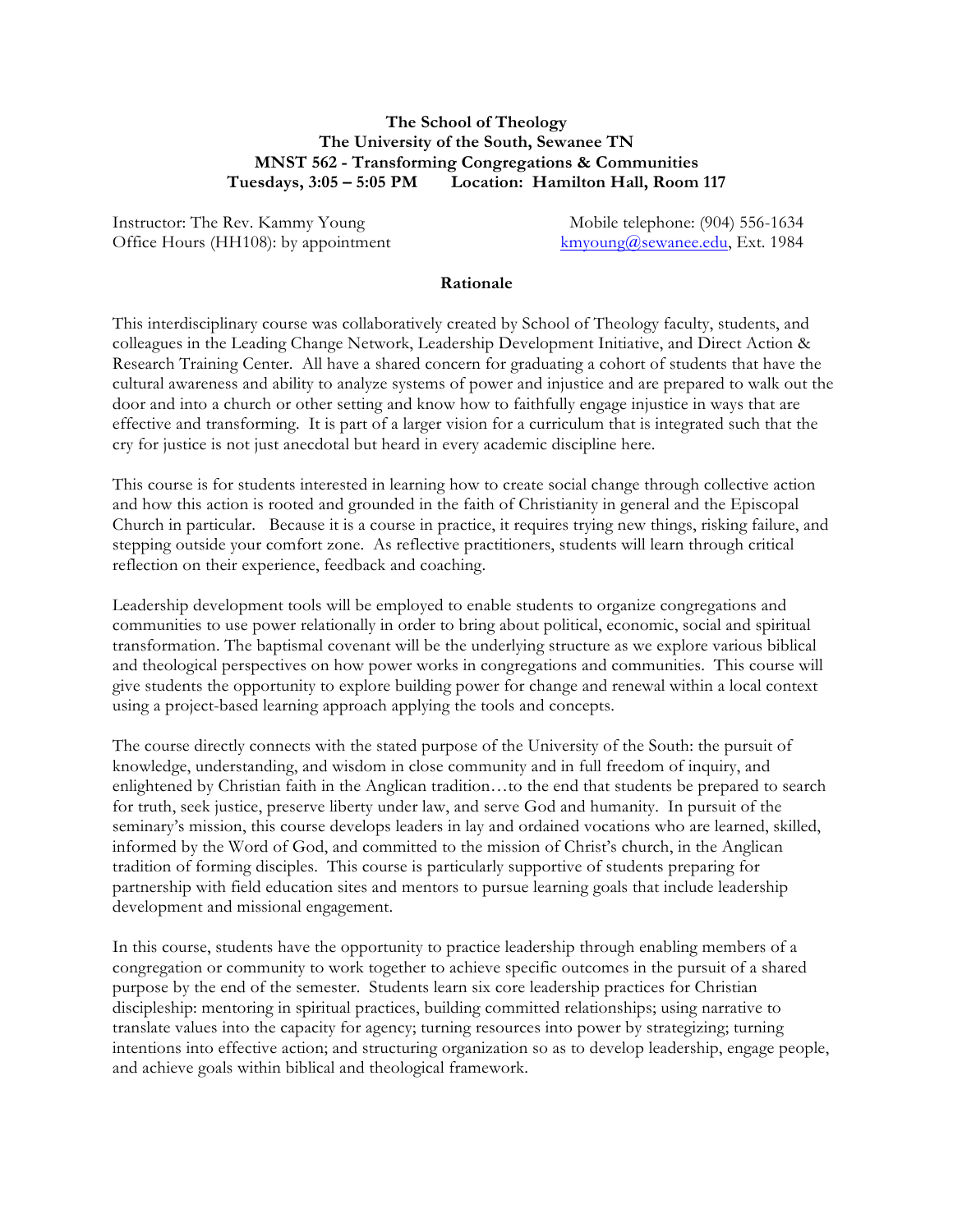**The School of Theology**
**The University of the South, Sewanee TN**
**MNST 562 - Transforming Congregations & Communities**
**Tuesdays, 3:05 – 5:05 PM Location: Hamilton Hall, Room 117**

Instructor: The Rev. Kammy Young
Office Hours (HH108): by appointment

Mobile telephone: (904) 556-1634
kmyoung@sewanee.edu, Ext. 1984

## Rationale

This interdisciplinary course was collaboratively created by School of Theology faculty, students, and colleagues in the Leading Change Network, Leadership Development Initiative, and Direct Action & Research Training Center. All have a shared concern for graduating a cohort of students that have the cultural awareness and ability to analyze systems of power and injustice and are prepared to walk out the door and into a church or other setting and know how to faithfully engage injustice in ways that are effective and transforming. It is part of a larger vision for a curriculum that is integrated such that the cry for justice is not just anecdotal but heard in every academic discipline here.

This course is for students interested in learning how to create social change through collective action and how this action is rooted and grounded in the faith of Christianity in general and the Episcopal Church in particular. Because it is a course in practice, it requires trying new things, risking failure, and stepping outside your comfort zone. As reflective practitioners, students will learn through critical reflection on their experience, feedback and coaching.

Leadership development tools will be employed to enable students to organize congregations and communities to use power relationally in order to bring about political, economic, social and spiritual transformation. The baptismal covenant will be the underlying structure as we explore various biblical and theological perspectives on how power works in congregations and communities. This course will give students the opportunity to explore building power for change and renewal within a local context using a project-based learning approach applying the tools and concepts.

The course directly connects with the stated purpose of the University of the South: the pursuit of knowledge, understanding, and wisdom in close community and in full freedom of inquiry, and enlightened by Christian faith in the Anglican tradition…to the end that students be prepared to search for truth, seek justice, preserve liberty under law, and serve God and humanity. In pursuit of the seminary's mission, this course develops leaders in lay and ordained vocations who are learned, skilled, informed by the Word of God, and committed to the mission of Christ's church, in the Anglican tradition of forming disciples. This course is particularly supportive of students preparing for partnership with field education sites and mentors to pursue learning goals that include leadership development and missional engagement.

In this course, students have the opportunity to practice leadership through enabling members of a congregation or community to work together to achieve specific outcomes in the pursuit of a shared purpose by the end of the semester. Students learn six core leadership practices for Christian discipleship: mentoring in spiritual practices, building committed relationships; using narrative to translate values into the capacity for agency; turning resources into power by strategizing; turning intentions into effective action; and structuring organization so as to develop leadership, engage people, and achieve goals within biblical and theological framework.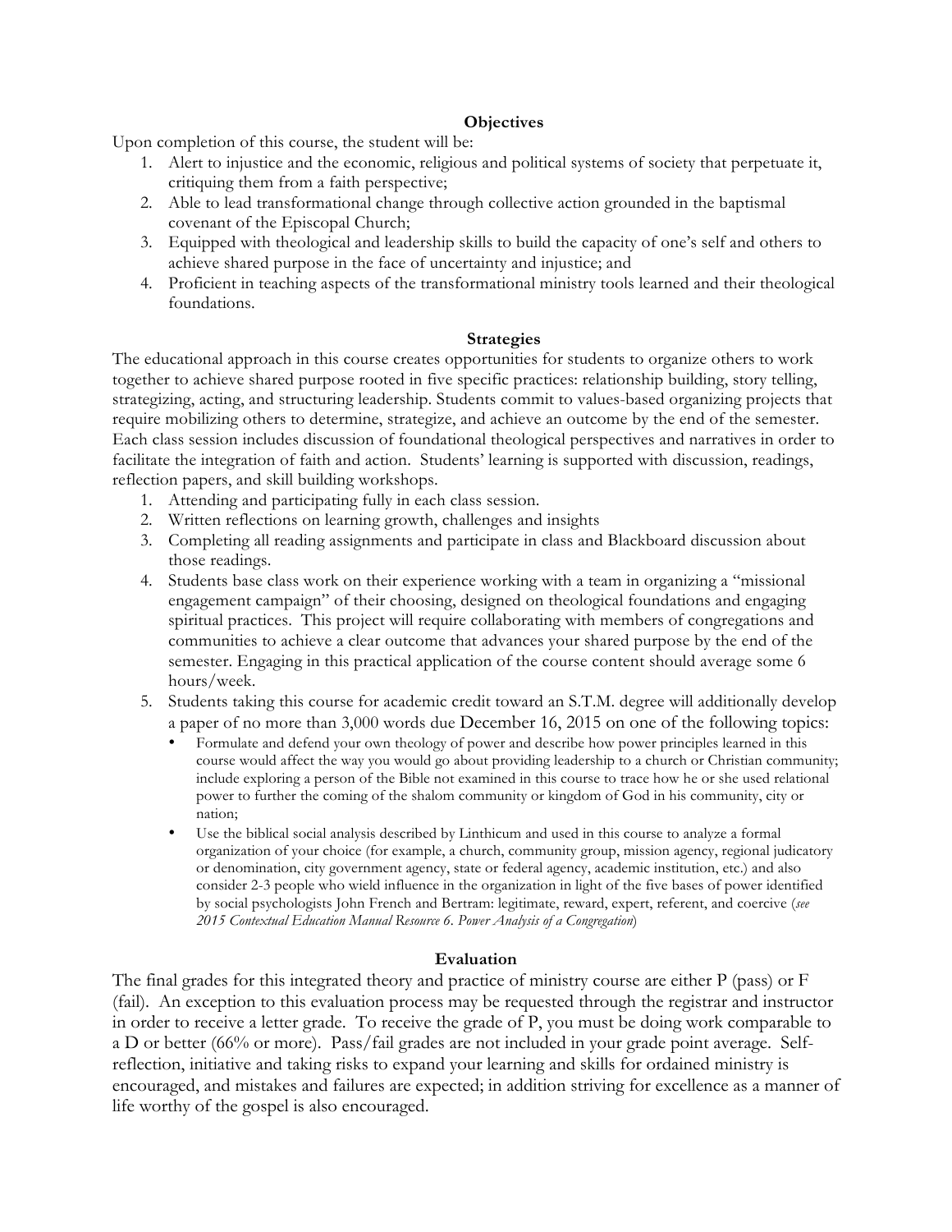## Objectives

Upon completion of this course, the student will be:

1. Alert to injustice and the economic, religious and political systems of society that perpetuate it, critiquing them from a faith perspective;
2. Able to lead transformational change through collective action grounded in the baptismal covenant of the Episcopal Church;
3. Equipped with theological and leadership skills to build the capacity of one's self and others to achieve shared purpose in the face of uncertainty and injustice; and
4. Proficient in teaching aspects of the transformational ministry tools learned and their theological foundations.

## Strategies

The educational approach in this course creates opportunities for students to organize others to work together to achieve shared purpose rooted in five specific practices: relationship building, story telling, strategizing, acting, and structuring leadership. Students commit to values-based organizing projects that require mobilizing others to determine, strategize, and achieve an outcome by the end of the semester. Each class session includes discussion of foundational theological perspectives and narratives in order to facilitate the integration of faith and action. Students' learning is supported with discussion, readings, reflection papers, and skill building workshops.

1. Attending and participating fully in each class session.
2. Written reflections on learning growth, challenges and insights
3. Completing all reading assignments and participate in class and Blackboard discussion about those readings.
4. Students base class work on their experience working with a team in organizing a "missional engagement campaign" of their choosing, designed on theological foundations and engaging spiritual practices. This project will require collaborating with members of congregations and communities to achieve a clear outcome that advances your shared purpose by the end of the semester. Engaging in this practical application of the course content should average some 6 hours/week.
5. Students taking this course for academic credit toward an S.T.M. degree will additionally develop a paper of no more than 3,000 words due December 16, 2015 on one of the following topics:
   - Formulate and defend your own theology of power and describe how power principles learned in this course would affect the way you would go about providing leadership to a church or Christian community; include exploring a person of the Bible not examined in this course to trace how he or she used relational power to further the coming of the shalom community or kingdom of God in his community, city or nation;
   - Use the biblical social analysis described by Linthicum and used in this course to analyze a formal organization of your choice (for example, a church, community group, mission agency, regional judicatory or denomination, city government agency, state or federal agency, academic institution, etc.) and also consider 2-3 people who wield influence in the organization in light of the five bases of power identified by social psychologists John French and Bertram: legitimate, reward, expert, referent, and coercive (*see 2015 Contextual Education Manual Resource 6. Power Analysis of a Congregation*)

## Evaluation

The final grades for this integrated theory and practice of ministry course are either P (pass) or F (fail). An exception to this evaluation process may be requested through the registrar and instructor in order to receive a letter grade. To receive the grade of P, you must be doing work comparable to a D or better (66% or more). Pass/fail grades are not included in your grade point average. Self-reflection, initiative and taking risks to expand your learning and skills for ordained ministry is encouraged, and mistakes and failures are expected; in addition striving for excellence as a manner of life worthy of the gospel is also encouraged.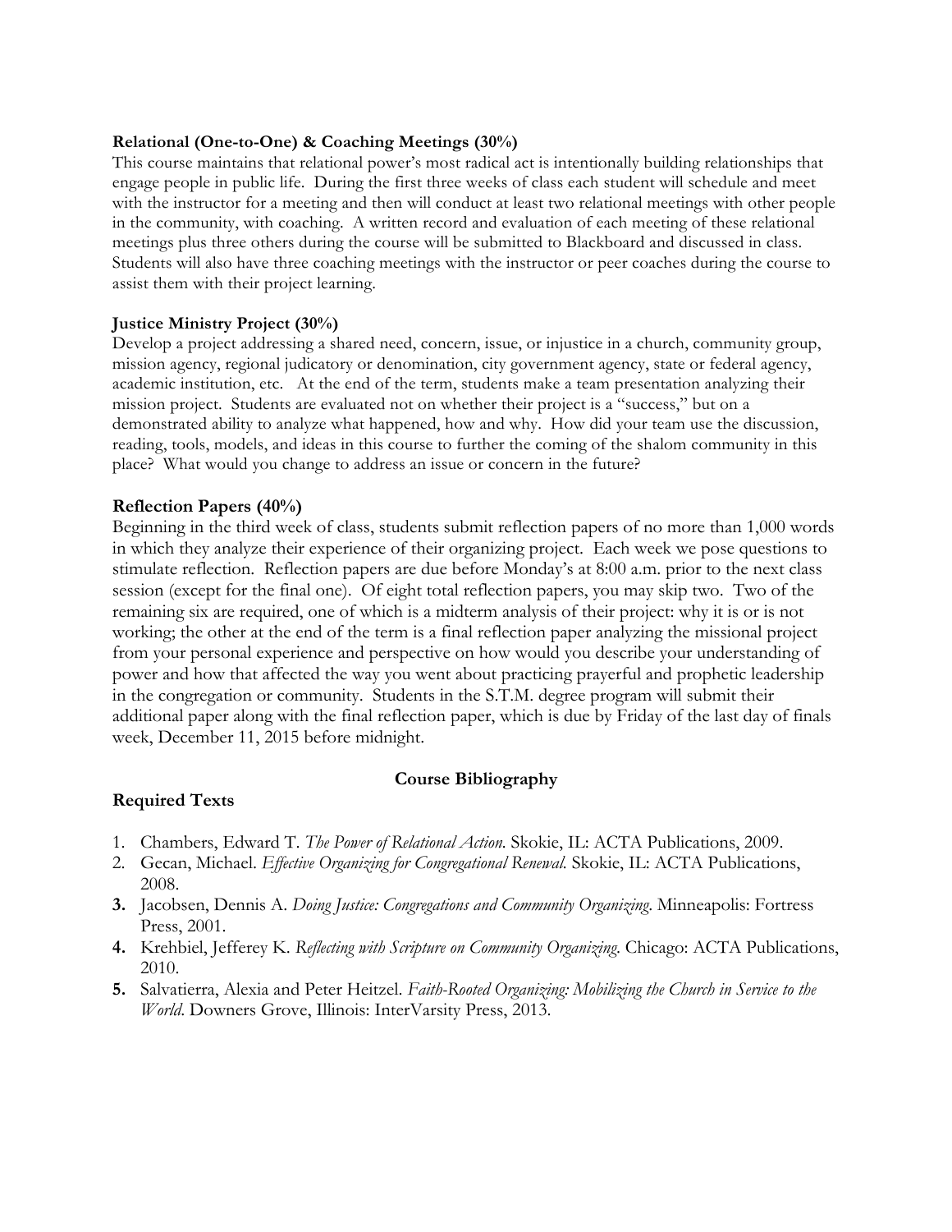**Relational (One-to-One) & Coaching Meetings (30%)**

This course maintains that relational power's most radical act is intentionally building relationships that engage people in public life. During the first three weeks of class each student will schedule and meet with the instructor for a meeting and then will conduct at least two relational meetings with other people in the community, with coaching. A written record and evaluation of each meeting of these relational meetings plus three others during the course will be submitted to Blackboard and discussed in class. Students will also have three coaching meetings with the instructor or peer coaches during the course to assist them with their project learning.

**Justice Ministry Project (30%)**

Develop a project addressing a shared need, concern, issue, or injustice in a church, community group, mission agency, regional judicatory or denomination, city government agency, state or federal agency, academic institution, etc. At the end of the term, students make a team presentation analyzing their mission project. Students are evaluated not on whether their project is a "success," but on a demonstrated ability to analyze what happened, how and why. How did your team use the discussion, reading, tools, models, and ideas in this course to further the coming of the shalom community in this place? What would you change to address an issue or concern in the future?

**Reflection Papers (40%)**

Beginning in the third week of class, students submit reflection papers of no more than 1,000 words in which they analyze their experience of their organizing project. Each week we pose questions to stimulate reflection. Reflection papers are due before Monday's at 8:00 a.m. prior to the next class session (except for the final one). Of eight total reflection papers, you may skip two. Two of the remaining six are required, one of which is a midterm analysis of their project: why it is or is not working; the other at the end of the term is a final reflection paper analyzing the missional project from your personal experience and perspective on how would you describe your understanding of power and how that affected the way you went about practicing prayerful and prophetic leadership in the congregation or community. Students in the S.T.M. degree program will submit their additional paper along with the final reflection paper, which is due by Friday of the last day of finals week, December 11, 2015 before midnight.

## Course Bibliography

**Required Texts**

1. Chambers, Edward T. *The Power of Relational Action.* Skokie, IL: ACTA Publications, 2009.
2. Gecan, Michael. *Effective Organizing for Congregational Renewal.* Skokie, IL: ACTA Publications, 2008.
3. Jacobsen, Dennis A. *Doing Justice: Congregations and Community Organizing.* Minneapolis: Fortress Press, 2001.
4. Krehbiel, Jefferey K. *Reflecting with Scripture on Community Organizing.* Chicago: ACTA Publications, 2010.
5. Salvatierra, Alexia and Peter Heitzel. *Faith-Rooted Organizing: Mobilizing the Church in Service to the World.* Downers Grove, Illinois: InterVarsity Press, 2013.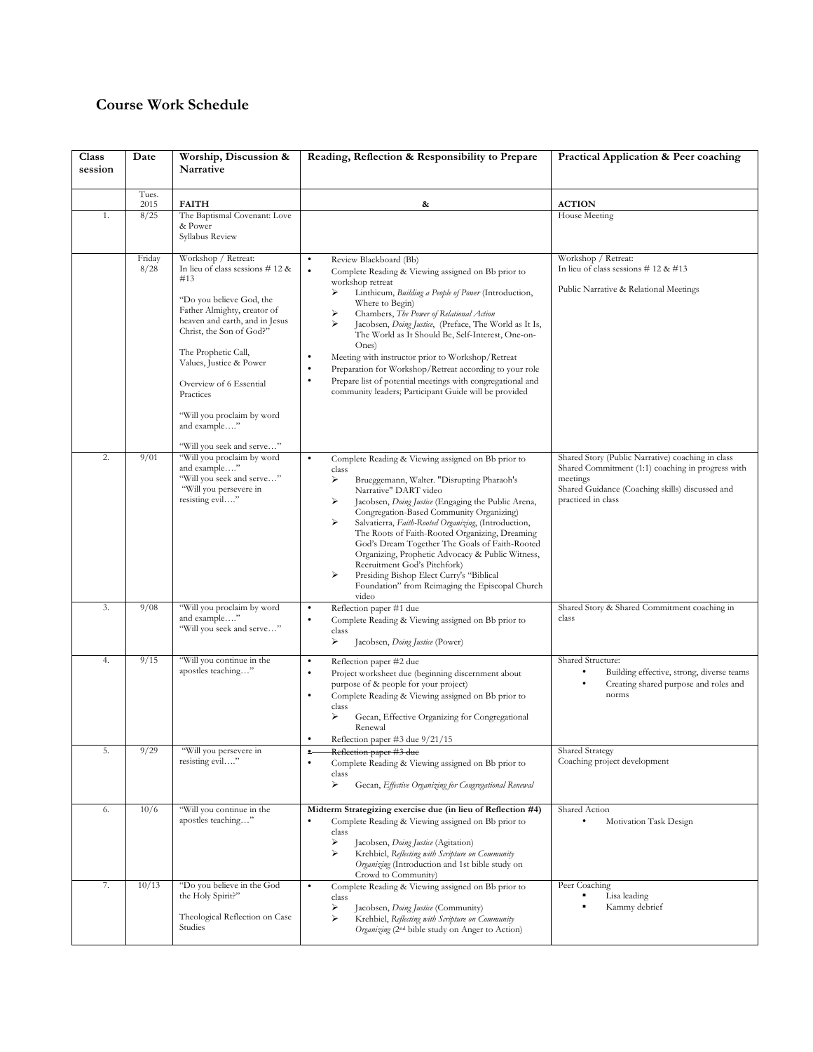## Course Work Schedule

| Class session | Date | Worship, Discussion & Narrative | Reading, Reflection & Responsibility to Prepare | Practical Application & Peer coaching |
|---|---|---|---|---|
| | Tues. 2015 | **FAITH** | **&** | **ACTION** |
| 1. | 8/25 | The Baptismal Covenant: Love & Power<br>Syllabus Review | | House Meeting |
| | Friday 8/28 | Workshop / Retreat:<br>In lieu of class sessions # 12 & #13<br><br>"Do you believe God, the Father Almighty, creator of heaven and earth, and in Jesus Christ, the Son of God?"<br><br>The Prophetic Call, Values, Justice & Power<br><br>Overview of 6 Essential Practices<br><br>"Will you proclaim by word and example…."<br><br>"Will you seek and serve…" | • Review Blackboard (Bb)<br>• Complete Reading & Viewing assigned on Bb prior to workshop retreat<br>➢ Linthicum, *Building a People of Power* (Introduction, Where to Begin)<br>➢ Chambers, *The Power of Relational Action*<br>➢ Jacobsen, *Doing Justice*, (Preface, The World as It Is, The World as It Should Be, Self-Interest, One-on-Ones)<br>• Meeting with instructor prior to Workshop/Retreat<br>• Preparation for Workshop/Retreat according to your role<br>• Prepare list of potential meetings with congregational and community leaders; Participant Guide will be provided | Workshop / Retreat:<br>In lieu of class sessions # 12 & #13<br><br>Public Narrative & Relational Meetings |
| 2. | 9/01 | "Will you proclaim by word and example…."<br>"Will you seek and serve…"<br>"Will you persevere in resisting evil…." | • Complete Reading & Viewing assigned on Bb prior to class<br>➢ Brueggemann, Walter. "Disrupting Pharaoh's Narrative" DART video<br>➢ Jacobsen, *Doing Justice* (Engaging the Public Arena, Congregation-Based Community Organizing)<br>➢ Salvatierra, *Faith-Rooted Organizing*, (Introduction, The Roots of Faith-Rooted Organizing, Dreaming God's Dream Together The Goals of Faith-Rooted Organizing, Prophetic Advocacy & Public Witness, Recruitment God's Pitchfork)<br>➢ Presiding Bishop Elect Curry's "Biblical Foundation" from Reimaging the Episcopal Church video | Shared Story (Public Narrative) coaching in class<br>Shared Commitment (1:1) coaching in progress with meetings<br>Shared Guidance (Coaching skills) discussed and practiced in class |
| 3. | 9/08 | "Will you proclaim by word and example…."<br>"Will you seek and serve…" | • Reflection paper #1 due<br>• Complete Reading & Viewing assigned on Bb prior to class<br>➢ Jacobsen, *Doing Justice* (Power) | Shared Story & Shared Commitment coaching in class |
| 4. | 9/15 | "Will you continue in the apostles teaching…" | • Reflection paper #2 due<br>• Project worksheet due (beginning discernment about purpose of & people for your project)<br>• Complete Reading & Viewing assigned on Bb prior to class<br>➢ Gecan, Effective Organizing for Congregational Renewal<br>• Reflection paper #3 due 9/21/15 | Shared Structure:<br>• Building effective, strong, diverse teams<br>• Creating shared purpose and roles and norms |
| 5. | 9/29 | "Will you persevere in resisting evil…." | • ~~Reflection paper #3 due~~<br>• Complete Reading & Viewing assigned on Bb prior to class<br>➢ Gecan, *Effective Organizing for Congregational Renewal* | Shared Strategy<br>Coaching project development |
| 6. | 10/6 | "Will you continue in the apostles teaching…" | **Midterm Strategizing exercise due (in lieu of Reflection #4)**<br>• Complete Reading & Viewing assigned on Bb prior to class<br>➢ Jacobsen, *Doing Justice* (Agitation)<br>➢ Krehbiel, *Reflecting with Scripture on Community Organizing* (Introduction and 1st bible study on Crowd to Community) | Shared Action<br>• Motivation Task Design |
| 7. | 10/13 | "Do you believe in the God the Holy Spirit?"<br><br>Theological Reflection on Case Studies | • Complete Reading & Viewing assigned on Bb prior to class<br>➢ Jacobsen, *Doing Justice* (Community)<br>➢ Krehbiel, *Reflecting with Scripture on Community Organizing* (2nd bible study on Anger to Action) | Peer Coaching<br>▪ Lisa leading<br>▪ Kammy debrief |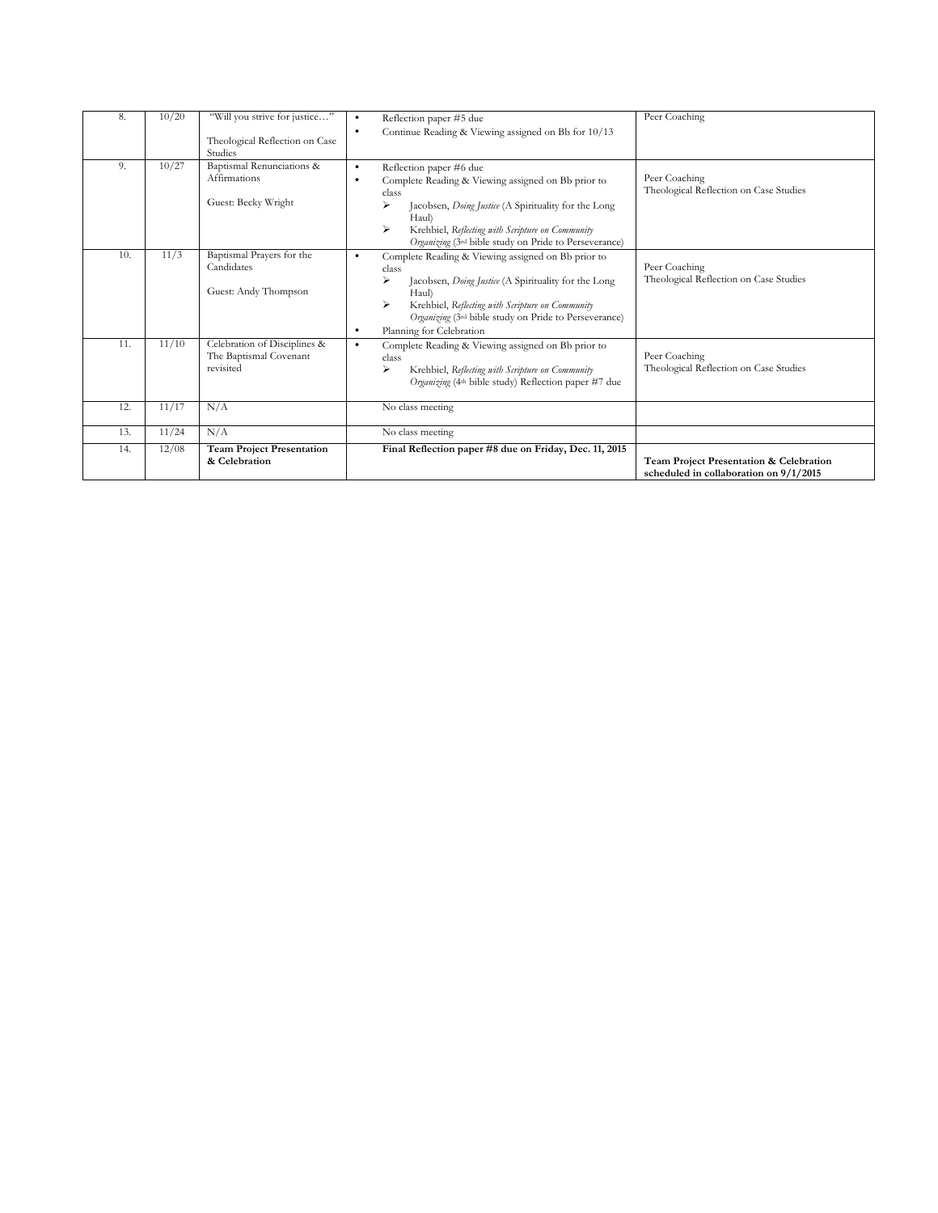| 8. | 10/20 | "Will you strive for justice…"<br><br>Theological Reflection on Case Studies | • Reflection paper #5 due<br>• Continue Reading & Viewing assigned on Bb for 10/13 | Peer Coaching |
|---|---|---|---|---|
| 9. | 10/27 | Baptismal Renunciations & Affirmations<br><br>Guest: Becky Wright | • Reflection paper #6 due<br>• Complete Reading & Viewing assigned on Bb prior to class<br>➢ Jacobsen, *Doing Justice* (A Spirituality for the Long Haul)<br>➢ Krehbiel, *Reflecting with Scripture on Community Organizing* (3rd bible study on Pride to Perseverance) | Peer Coaching<br>Theological Reflection on Case Studies |
| 10. | 11/3 | Baptismal Prayers for the Candidates<br><br>Guest: Andy Thompson | • Complete Reading & Viewing assigned on Bb prior to class<br>➢ Jacobsen, *Doing Justice* (A Spirituality for the Long Haul)<br>➢ Krehbiel, *Reflecting with Scripture on Community Organizing* (3rd bible study on Pride to Perseverance)<br>• Planning for Celebration | Peer Coaching<br>Theological Reflection on Case Studies |
| 11. | 11/10 | Celebration of Disciplines & The Baptismal Covenant revisited | • Complete Reading & Viewing assigned on Bb prior to class<br>➢ Krehbiel, *Reflecting with Scripture on Community Organizing* (4th bible study) Reflection paper #7 due | Peer Coaching<br>Theological Reflection on Case Studies |
| 12. | 11/17 | N/A | No class meeting | |
| 13. | 11/24 | N/A | No class meeting | |
| 14. | 12/08 | **Team Project Presentation & Celebration** | **Final Reflection paper #8 due on Friday, Dec. 11, 2015** | **Team Project Presentation & Celebration scheduled in collaboration on 9/1/2015** |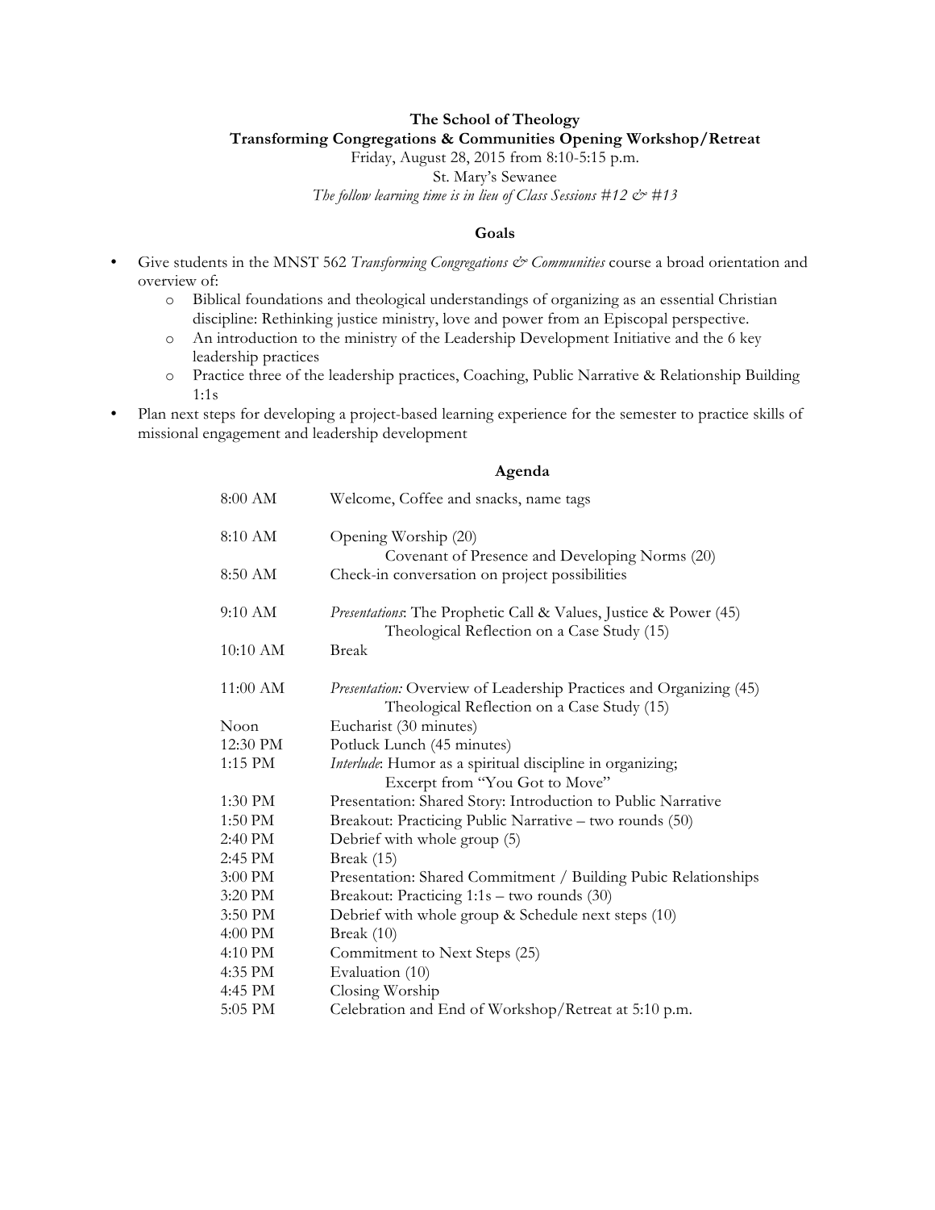**The School of Theology**
**Transforming Congregations & Communities Opening Workshop/Retreat**

Friday, August 28, 2015 from 8:10-5:15 p.m.

St. Mary's Sewanee

*The follow learning time is in lieu of Class Sessions #12 & #13*

## Goals

- Give students in the MNST 562 *Transforming Congregations & Communities* course a broad orientation and overview of:
  - Biblical foundations and theological understandings of organizing as an essential Christian discipline: Rethinking justice ministry, love and power from an Episcopal perspective.
  - An introduction to the ministry of the Leadership Development Initiative and the 6 key leadership practices
  - Practice three of the leadership practices, Coaching, Public Narrative & Relationship Building 1:1s
- Plan next steps for developing a project-based learning experience for the semester to practice skills of missional engagement and leadership development

## Agenda

| | |
|---|---|
| 8:00 AM | Welcome, Coffee and snacks, name tags |
| 8:10 AM | Opening Worship (20)<br>Covenant of Presence and Developing Norms (20) |
| 8:50 AM | Check-in conversation on project possibilities |
| 9:10 AM | *Presentations*: The Prophetic Call & Values, Justice & Power (45)<br>Theological Reflection on a Case Study (15) |
| 10:10 AM | Break |
| 11:00 AM | *Presentation:* Overview of Leadership Practices and Organizing (45)<br>Theological Reflection on a Case Study (15) |
| Noon | Eucharist (30 minutes) |
| 12:30 PM | Potluck Lunch (45 minutes) |
| 1:15 PM | *Interlude*: Humor as a spiritual discipline in organizing;<br>Excerpt from "You Got to Move" |
| 1:30 PM | Presentation: Shared Story: Introduction to Public Narrative |
| 1:50 PM | Breakout: Practicing Public Narrative – two rounds (50) |
| 2:40 PM | Debrief with whole group (5) |
| 2:45 PM | Break (15) |
| 3:00 PM | Presentation: Shared Commitment / Building Pubic Relationships |
| 3:20 PM | Breakout: Practicing 1:1s – two rounds (30) |
| 3:50 PM | Debrief with whole group & Schedule next steps (10) |
| 4:00 PM | Break (10) |
| 4:10 PM | Commitment to Next Steps (25) |
| 4:35 PM | Evaluation (10) |
| 4:45 PM | Closing Worship |
| 5:05 PM | Celebration and End of Workshop/Retreat at 5:10 p.m. |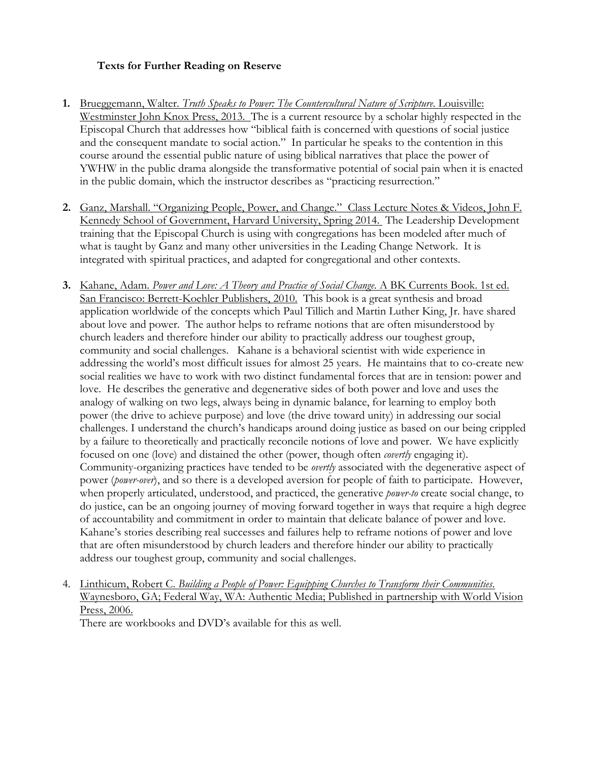### **Texts for Further Reading on Reserve**

1. Brueggemann, Walter. *Truth Speaks to Power: The Countercultural Nature of Scripture.* Louisville: Westminster John Knox Press, 2013. The is a current resource by a scholar highly respected in the Episcopal Church that addresses how "biblical faith is concerned with questions of social justice and the consequent mandate to social action." In particular he speaks to the contention in this course around the essential public nature of using biblical narratives that place the power of YWHW in the public drama alongside the transformative potential of social pain when it is enacted in the public domain, which the instructor describes as "practicing resurrection."

2. Ganz, Marshall. "Organizing People, Power, and Change." Class Lecture Notes & Videos, John F. Kennedy School of Government, Harvard University, Spring 2014. The Leadership Development training that the Episcopal Church is using with congregations has been modeled after much of what is taught by Ganz and many other universities in the Leading Change Network. It is integrated with spiritual practices, and adapted for congregational and other contexts.

3. Kahane, Adam. *Power and Love: A Theory and Practice of Social Change.* A BK Currents Book. 1st ed. San Francisco: Berrett-Koehler Publishers, 2010. This book is a great synthesis and broad application worldwide of the concepts which Paul Tillich and Martin Luther King, Jr. have shared about love and power. The author helps to reframe notions that are often misunderstood by church leaders and therefore hinder our ability to practically address our toughest group, community and social challenges. Kahane is a behavioral scientist with wide experience in addressing the world's most difficult issues for almost 25 years. He maintains that to co-create new social realities we have to work with two distinct fundamental forces that are in tension: power and love. He describes the generative and degenerative sides of both power and love and uses the analogy of walking on two legs, always being in dynamic balance, for learning to employ both power (the drive to achieve purpose) and love (the drive toward unity) in addressing our social challenges. I understand the church's handicaps around doing justice as based on our being crippled by a failure to theoretically and practically reconcile notions of love and power. We have explicitly focused on one (love) and distained the other (power, though often *covertly* engaging it). Community-organizing practices have tended to be *overtly* associated with the degenerative aspect of power (*power-over*), and so there is a developed aversion for people of faith to participate. However, when properly articulated, understood, and practiced, the generative *power-to* create social change, to do justice, can be an ongoing journey of moving forward together in ways that require a high degree of accountability and commitment in order to maintain that delicate balance of power and love. Kahane's stories describing real successes and failures help to reframe notions of power and love that are often misunderstood by church leaders and therefore hinder our ability to practically address our toughest group, community and social challenges.

4. Linthicum, Robert C. *Building a People of Power: Equipping Churches to Transform their Communities.* Waynesboro, GA; Federal Way, WA: Authentic Media; Published in partnership with World Vision Press, 2006.
   There are workbooks and DVD's available for this as well.